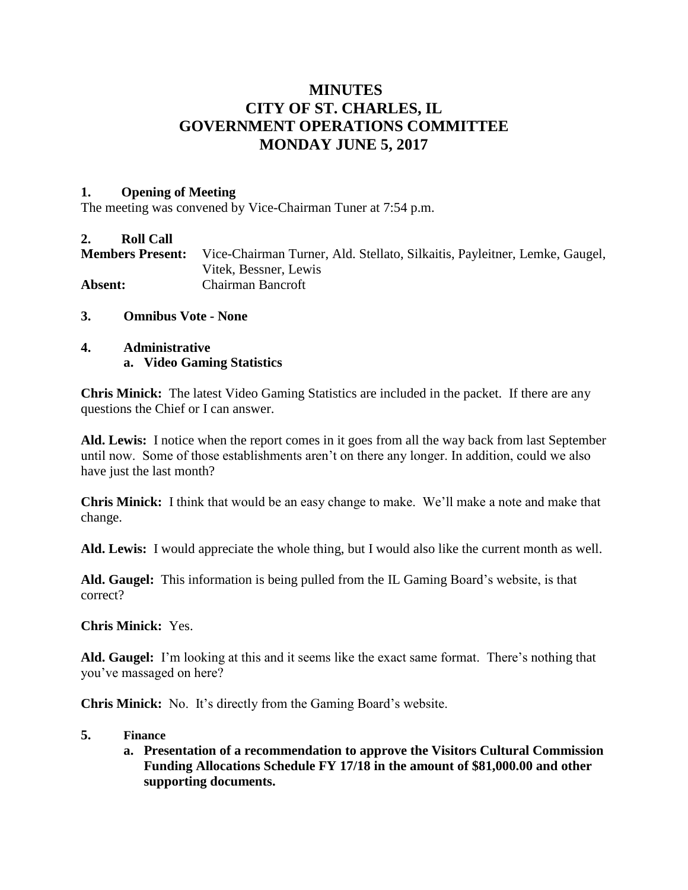# MINUTES
# CITY OF ST. CHARLES, IL
# GOVERNMENT OPERATIONS COMMITTEE
# MONDAY JUNE 5, 2017

**1. Opening of Meeting**

The meeting was convened by Vice-Chairman Tuner at 7:54 p.m.

**2. Roll Call**

**Members Present:** Vice-Chairman Turner, Ald. Stellato, Silkaitis, Payleitner, Lemke, Gaugel, Vitek, Bessner, Lewis

**Absent:** Chairman Bancroft

**3. Omnibus Vote - None**

**4. Administrative**

**a. Video Gaming Statistics**

**Chris Minick:** The latest Video Gaming Statistics are included in the packet. If there are any questions the Chief or I can answer.

**Ald. Lewis:** I notice when the report comes in it goes from all the way back from last September until now. Some of those establishments aren't on there any longer. In addition, could we also have just the last month?

**Chris Minick:** I think that would be an easy change to make. We'll make a note and make that change.

**Ald. Lewis:** I would appreciate the whole thing, but I would also like the current month as well.

**Ald. Gaugel:** This information is being pulled from the IL Gaming Board's website, is that correct?

**Chris Minick:** Yes.

**Ald. Gaugel:** I'm looking at this and it seems like the exact same format. There's nothing that you've massaged on here?

**Chris Minick:** No. It's directly from the Gaming Board's website.

**5. Finance**

**a. Presentation of a recommendation to approve the Visitors Cultural Commission Funding Allocations Schedule FY 17/18 in the amount of $81,000.00 and other supporting documents.**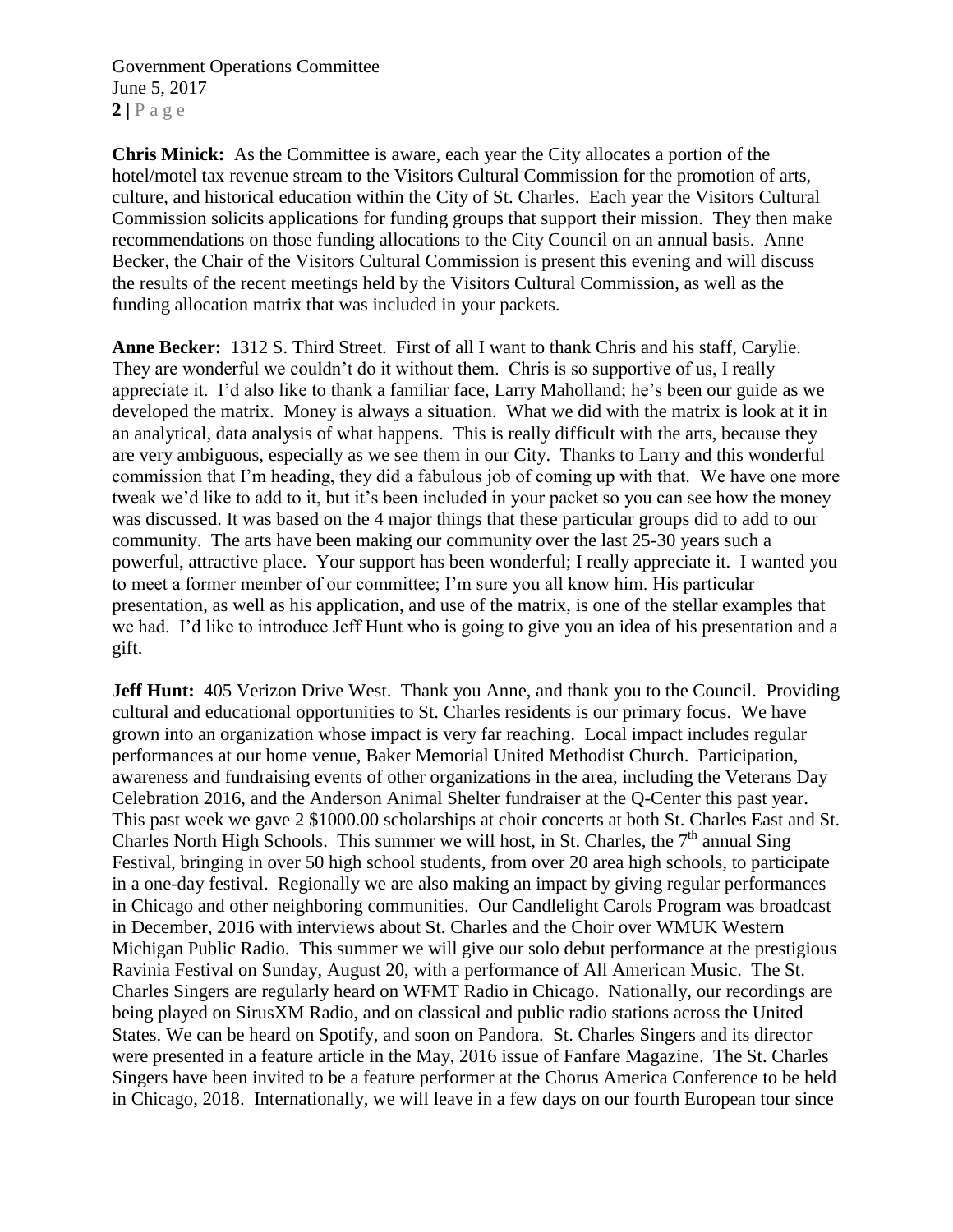**Chris Minick:** As the Committee is aware, each year the City allocates a portion of the hotel/motel tax revenue stream to the Visitors Cultural Commission for the promotion of arts, culture, and historical education within the City of St. Charles. Each year the Visitors Cultural Commission solicits applications for funding groups that support their mission. They then make recommendations on those funding allocations to the City Council on an annual basis. Anne Becker, the Chair of the Visitors Cultural Commission is present this evening and will discuss the results of the recent meetings held by the Visitors Cultural Commission, as well as the funding allocation matrix that was included in your packets.

**Anne Becker:** 1312 S. Third Street. First of all I want to thank Chris and his staff, Carylie. They are wonderful we couldn't do it without them. Chris is so supportive of us, I really appreciate it. I'd also like to thank a familiar face, Larry Maholland; he's been our guide as we developed the matrix. Money is always a situation. What we did with the matrix is look at it in an analytical, data analysis of what happens. This is really difficult with the arts, because they are very ambiguous, especially as we see them in our City. Thanks to Larry and this wonderful commission that I'm heading, they did a fabulous job of coming up with that. We have one more tweak we'd like to add to it, but it's been included in your packet so you can see how the money was discussed. It was based on the 4 major things that these particular groups did to add to our community. The arts have been making our community over the last 25-30 years such a powerful, attractive place. Your support has been wonderful; I really appreciate it. I wanted you to meet a former member of our committee; I'm sure you all know him. His particular presentation, as well as his application, and use of the matrix, is one of the stellar examples that we had. I'd like to introduce Jeff Hunt who is going to give you an idea of his presentation and a gift.

**Jeff Hunt:** 405 Verizon Drive West. Thank you Anne, and thank you to the Council. Providing cultural and educational opportunities to St. Charles residents is our primary focus. We have grown into an organization whose impact is very far reaching. Local impact includes regular performances at our home venue, Baker Memorial United Methodist Church. Participation, awareness and fundraising events of other organizations in the area, including the Veterans Day Celebration 2016, and the Anderson Animal Shelter fundraiser at the Q-Center this past year. This past week we gave 2 $1000.00 scholarships at choir concerts at both St. Charles East and St. Charles North High Schools. This summer we will host, in St. Charles, the 7th annual Sing Festival, bringing in over 50 high school students, from over 20 area high schools, to participate in a one-day festival. Regionally we are also making an impact by giving regular performances in Chicago and other neighboring communities. Our Candlelight Carols Program was broadcast in December, 2016 with interviews about St. Charles and the Choir over WMUK Western Michigan Public Radio. This summer we will give our solo debut performance at the prestigious Ravinia Festival on Sunday, August 20, with a performance of All American Music. The St. Charles Singers are regularly heard on WFMT Radio in Chicago. Nationally, our recordings are being played on SirusXM Radio, and on classical and public radio stations across the United States. We can be heard on Spotify, and soon on Pandora. St. Charles Singers and its director were presented in a feature article in the May, 2016 issue of Fanfare Magazine. The St. Charles Singers have been invited to be a feature performer at the Chorus America Conference to be held in Chicago, 2018. Internationally, we will leave in a few days on our fourth European tour since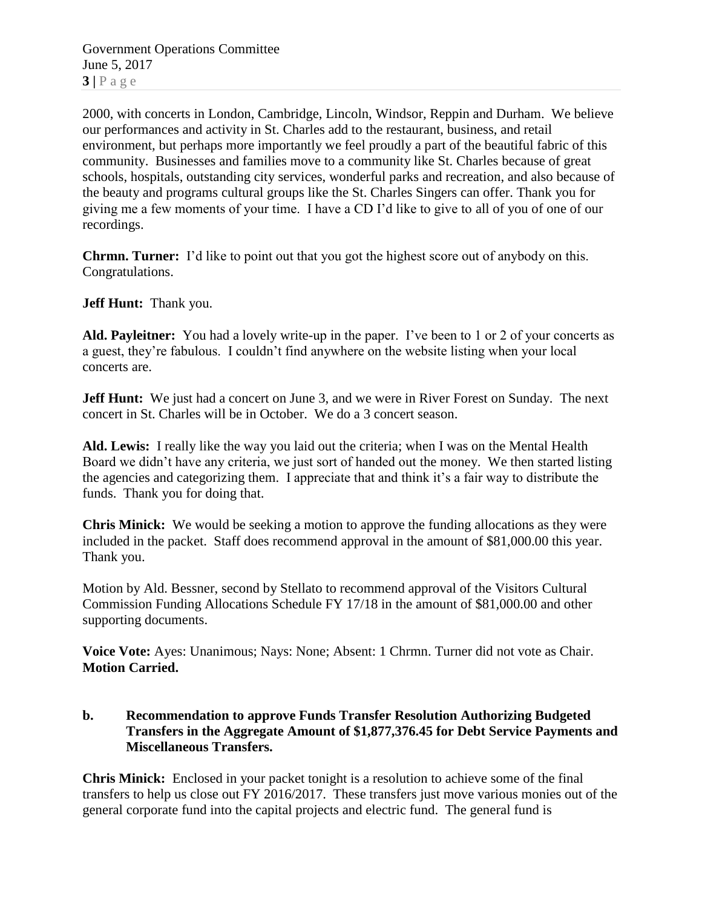2000, with concerts in London, Cambridge, Lincoln, Windsor, Reppin and Durham. We believe our performances and activity in St. Charles add to the restaurant, business, and retail environment, but perhaps more importantly we feel proudly a part of the beautiful fabric of this community. Businesses and families move to a community like St. Charles because of great schools, hospitals, outstanding city services, wonderful parks and recreation, and also because of the beauty and programs cultural groups like the St. Charles Singers can offer. Thank you for giving me a few moments of your time. I have a CD I'd like to give to all of you of one of our recordings.

**Chrmn. Turner:** I'd like to point out that you got the highest score out of anybody on this. Congratulations.

**Jeff Hunt:** Thank you.

**Ald. Payleitner:** You had a lovely write-up in the paper. I've been to 1 or 2 of your concerts as a guest, they're fabulous. I couldn't find anywhere on the website listing when your local concerts are.

**Jeff Hunt:** We just had a concert on June 3, and we were in River Forest on Sunday. The next concert in St. Charles will be in October. We do a 3 concert season.

**Ald. Lewis:** I really like the way you laid out the criteria; when I was on the Mental Health Board we didn't have any criteria, we just sort of handed out the money. We then started listing the agencies and categorizing them. I appreciate that and think it's a fair way to distribute the funds. Thank you for doing that.

**Chris Minick:** We would be seeking a motion to approve the funding allocations as they were included in the packet. Staff does recommend approval in the amount of $81,000.00 this year. Thank you.

Motion by Ald. Bessner, second by Stellato to recommend approval of the Visitors Cultural Commission Funding Allocations Schedule FY 17/18 in the amount of $81,000.00 and other supporting documents.

**Voice Vote:** Ayes: Unanimous; Nays: None; Absent: 1 Chrmn. Turner did not vote as Chair. **Motion Carried.**

**b. Recommendation to approve Funds Transfer Resolution Authorizing Budgeted Transfers in the Aggregate Amount of $1,877,376.45 for Debt Service Payments and Miscellaneous Transfers.**

**Chris Minick:** Enclosed in your packet tonight is a resolution to achieve some of the final transfers to help us close out FY 2016/2017. These transfers just move various monies out of the general corporate fund into the capital projects and electric fund. The general fund is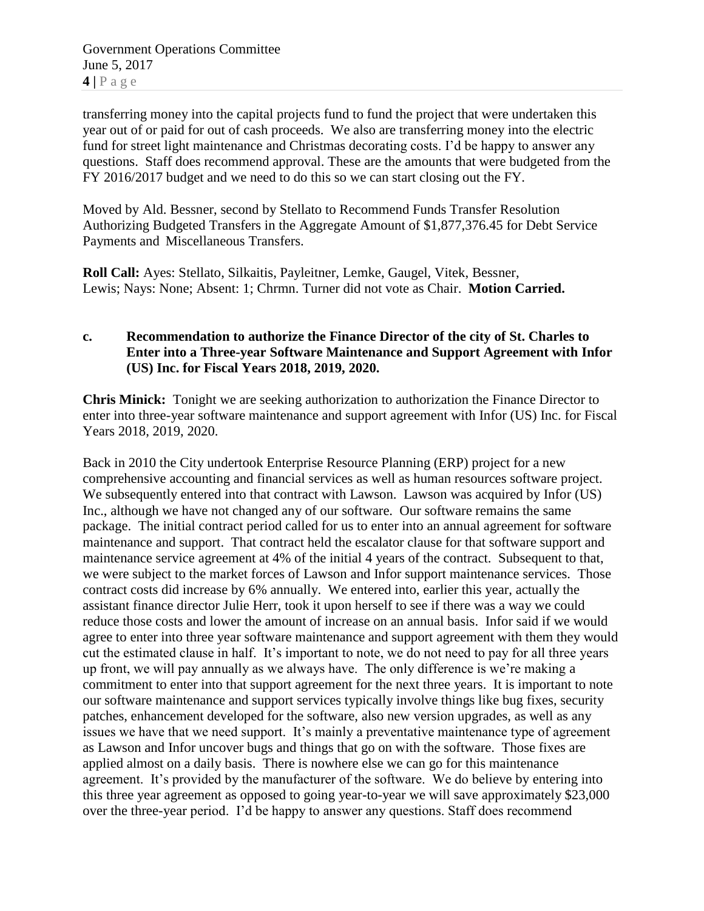transferring money into the capital projects fund to fund the project that were undertaken this year out of or paid for out of cash proceeds. We also are transferring money into the electric fund for street light maintenance and Christmas decorating costs. I'd be happy to answer any questions. Staff does recommend approval. These are the amounts that were budgeted from the FY 2016/2017 budget and we need to do this so we can start closing out the FY.

Moved by Ald. Bessner, second by Stellato to Recommend Funds Transfer Resolution Authorizing Budgeted Transfers in the Aggregate Amount of $1,877,376.45 for Debt Service Payments and Miscellaneous Transfers.

**Roll Call:** Ayes: Stellato, Silkaitis, Payleitner, Lemke, Gaugel, Vitek, Bessner, Lewis; Nays: None; Absent: 1; Chrmn. Turner did not vote as Chair. **Motion Carried.**

**c. Recommendation to authorize the Finance Director of the city of St. Charles to Enter into a Three-year Software Maintenance and Support Agreement with Infor (US) Inc. for Fiscal Years 2018, 2019, 2020.**

**Chris Minick:** Tonight we are seeking authorization to authorization the Finance Director to enter into three-year software maintenance and support agreement with Infor (US) Inc. for Fiscal Years 2018, 2019, 2020.

Back in 2010 the City undertook Enterprise Resource Planning (ERP) project for a new comprehensive accounting and financial services as well as human resources software project. We subsequently entered into that contract with Lawson. Lawson was acquired by Infor (US) Inc., although we have not changed any of our software. Our software remains the same package. The initial contract period called for us to enter into an annual agreement for software maintenance and support. That contract held the escalator clause for that software support and maintenance service agreement at 4% of the initial 4 years of the contract. Subsequent to that, we were subject to the market forces of Lawson and Infor support maintenance services. Those contract costs did increase by 6% annually. We entered into, earlier this year, actually the assistant finance director Julie Herr, took it upon herself to see if there was a way we could reduce those costs and lower the amount of increase on an annual basis. Infor said if we would agree to enter into three year software maintenance and support agreement with them they would cut the estimated clause in half. It's important to note, we do not need to pay for all three years up front, we will pay annually as we always have. The only difference is we're making a commitment to enter into that support agreement for the next three years. It is important to note our software maintenance and support services typically involve things like bug fixes, security patches, enhancement developed for the software, also new version upgrades, as well as any issues we have that we need support. It's mainly a preventative maintenance type of agreement as Lawson and Infor uncover bugs and things that go on with the software. Those fixes are applied almost on a daily basis. There is nowhere else we can go for this maintenance agreement. It's provided by the manufacturer of the software. We do believe by entering into this three year agreement as opposed to going year-to-year we will save approximately $23,000 over the three-year period. I'd be happy to answer any questions. Staff does recommend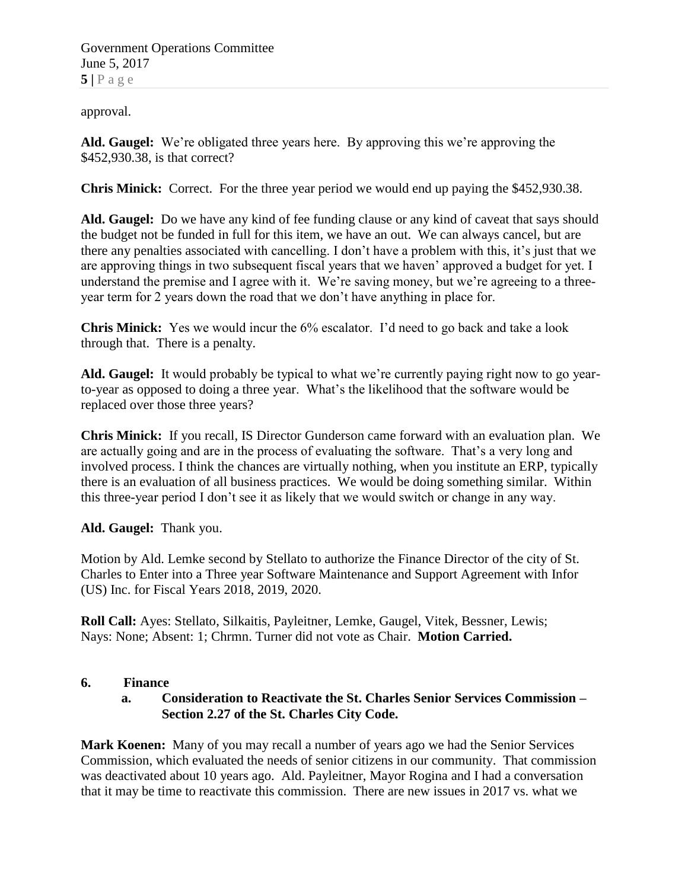approval.

**Ald. Gaugel:** We're obligated three years here. By approving this we're approving the $452,930.38, is that correct?

**Chris Minick:** Correct. For the three year period we would end up paying the $452,930.38.

**Ald. Gaugel:** Do we have any kind of fee funding clause or any kind of caveat that says should the budget not be funded in full for this item, we have an out. We can always cancel, but are there any penalties associated with cancelling. I don't have a problem with this, it's just that we are approving things in two subsequent fiscal years that we haven' approved a budget for yet. I understand the premise and I agree with it. We're saving money, but we're agreeing to a three-year term for 2 years down the road that we don't have anything in place for.

**Chris Minick:** Yes we would incur the 6% escalator. I'd need to go back and take a look through that. There is a penalty.

**Ald. Gaugel:** It would probably be typical to what we're currently paying right now to go year-to-year as opposed to doing a three year. What's the likelihood that the software would be replaced over those three years?

**Chris Minick:** If you recall, IS Director Gunderson came forward with an evaluation plan. We are actually going and are in the process of evaluating the software. That's a very long and involved process. I think the chances are virtually nothing, when you institute an ERP, typically there is an evaluation of all business practices. We would be doing something similar. Within this three-year period I don't see it as likely that we would switch or change in any way.

**Ald. Gaugel:** Thank you.

Motion by Ald. Lemke second by Stellato to authorize the Finance Director of the city of St. Charles to Enter into a Three year Software Maintenance and Support Agreement with Infor (US) Inc. for Fiscal Years 2018, 2019, 2020.

**Roll Call:** Ayes: Stellato, Silkaitis, Payleitner, Lemke, Gaugel, Vitek, Bessner, Lewis; Nays: None; Absent: 1; Chrmn. Turner did not vote as Chair. **Motion Carried.**

## 6. Finance

### a. Consideration to Reactivate the St. Charles Senior Services Commission – Section 2.27 of the St. Charles City Code.

**Mark Koenen:** Many of you may recall a number of years ago we had the Senior Services Commission, which evaluated the needs of senior citizens in our community. That commission was deactivated about 10 years ago. Ald. Payleitner, Mayor Rogina and I had a conversation that it may be time to reactivate this commission. There are new issues in 2017 vs. what we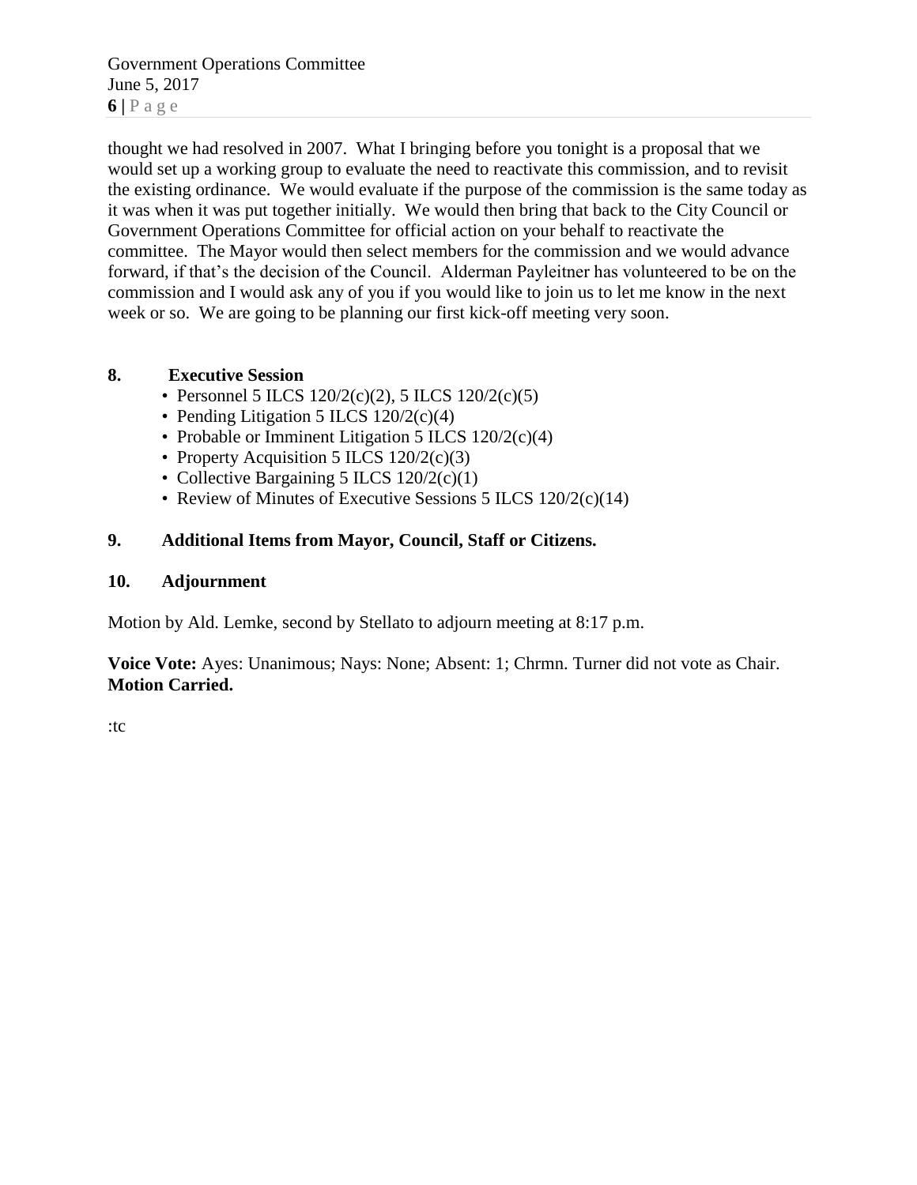thought we had resolved in 2007. What I bringing before you tonight is a proposal that we would set up a working group to evaluate the need to reactivate this commission, and to revisit the existing ordinance. We would evaluate if the purpose of the commission is the same today as it was when it was put together initially. We would then bring that back to the City Council or Government Operations Committee for official action on your behalf to reactivate the committee. The Mayor would then select members for the commission and we would advance forward, if that's the decision of the Council. Alderman Payleitner has volunteered to be on the commission and I would ask any of you if you would like to join us to let me know in the next week or so. We are going to be planning our first kick-off meeting very soon.

**8. Executive Session**

- Personnel 5 ILCS 120/2(c)(2), 5 ILCS 120/2(c)(5)
- Pending Litigation 5 ILCS 120/2(c)(4)
- Probable or Imminent Litigation 5 ILCS 120/2(c)(4)
- Property Acquisition 5 ILCS 120/2(c)(3)
- Collective Bargaining 5 ILCS 120/2(c)(1)
- Review of Minutes of Executive Sessions 5 ILCS 120/2(c)(14)

**9. Additional Items from Mayor, Council, Staff or Citizens.**

**10. Adjournment**

Motion by Ald. Lemke, second by Stellato to adjourn meeting at 8:17 p.m.

**Voice Vote:** Ayes: Unanimous; Nays: None; Absent: 1; Chrmn. Turner did not vote as Chair.
**Motion Carried.**

:tc